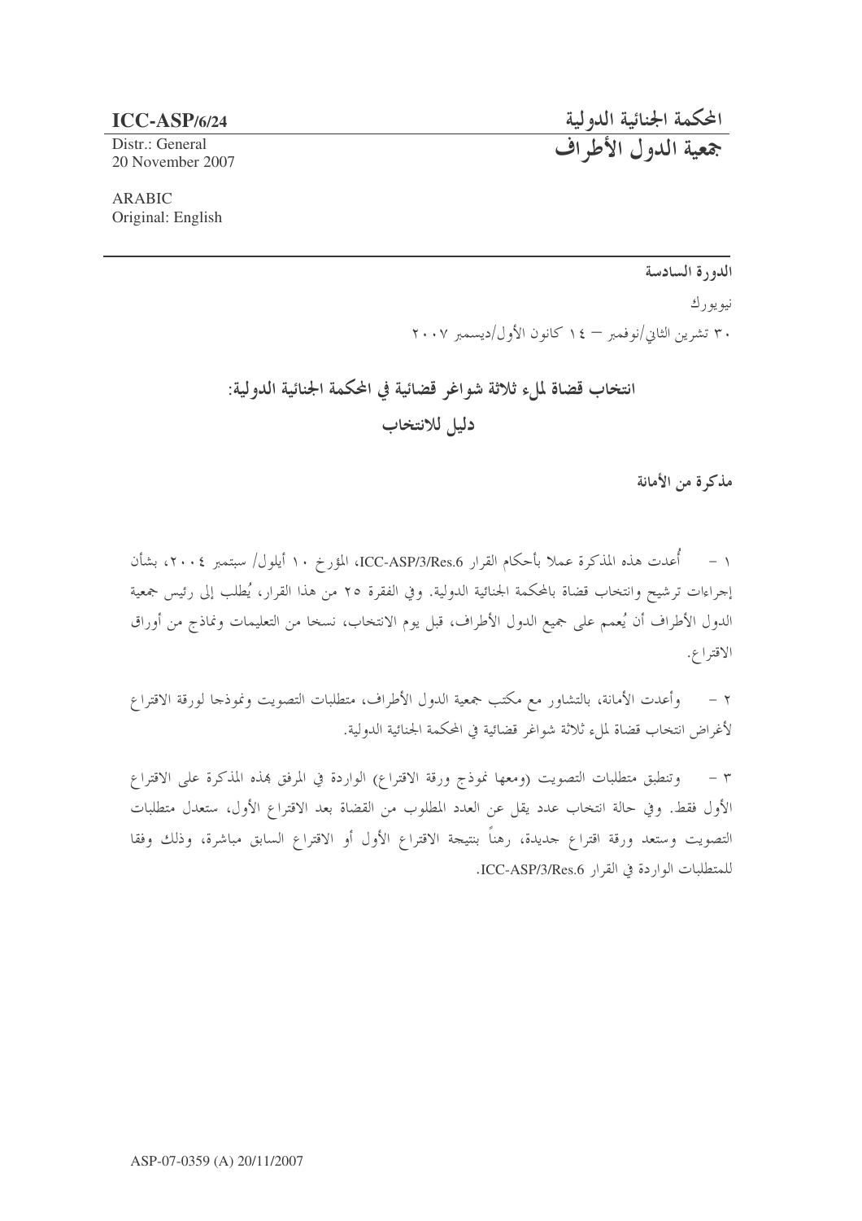**ICC-ASP/6/24**

Distr.: General
20 November 2007

ARABIC
Original: English

المحكمة الجنائية الدولية
جمعية الدول الأطراف

---

الدورة السادسة

نيويورك

٣٠ تشرين الثاني/نوفمبر – ١٤ كانون الأول/ديسمبر ٢٠٠٧

## انتخاب قضاة لملء ثلاثة شواغر قضائية في المحكمة الجنائية الدولية: دليل للانتخاب

### مذكرة من الأمانة

١ – أُعدت هذه المذكرة عملا بأحكام القرار ICC-ASP/3/Res.6، المؤرخ ١٠ أيلول/ سبتمبر ٢٠٠٤، بشأن إجراءات ترشيح وانتخاب قضاة بالمحكمة الجنائية الدولية. وفي الفقرة ٢٥ من هذا القرار، يُطلب إلى رئيس جمعية الدول الأطراف أن يُعمم على جميع الدول الأطراف، قبل يوم الانتخاب، نسخا من التعليمات ونماذج من أوراق الاقتراع.

٢ – وأعدت الأمانة، بالتشاور مع مكتب جمعية الدول الأطراف، متطلبات التصويت ونموذجا لورقة الاقتراع لأغراض انتخاب قضاة لملء ثلاثة شواغر قضائية في المحكمة الجنائية الدولية.

٣ – وتنطبق متطلبات التصويت (ومعها نموذج ورقة الاقتراع) الواردة في المرفق بهذه المذكرة على الاقتراع الأول فقط. وفي حالة انتخاب عدد يقل عن العدد المطلوب من القضاة بعد الاقتراع الأول، ستعدل متطلبات التصويت وستعد ورقة اقتراع جديدة، رهناً بنتيجة الاقتراع الأول أو الاقتراع السابق مباشرة، وذلك وفقا للمتطلبات الواردة في القرار ICC-ASP/3/Res.6.

ASP-07-0359 (A) 20/11/2007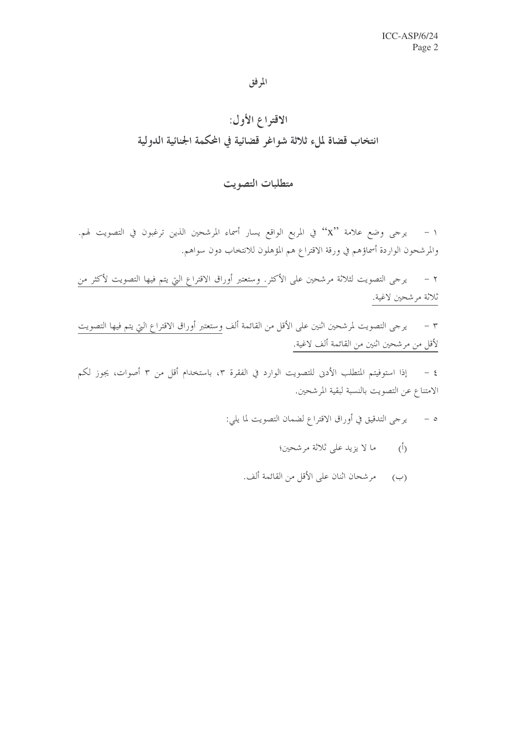المرفق

# الاقتراع الأول:
# انتخاب قضاة لملء ثلاثة شواغر قضائية في المحكمة الجنائية الدولية

## متطلبات التصويت

١ - يرجى وضع علامة "x" في المربع الواقع يسار أسماء المرشحين الذين ترغبون في التصويت لهم. والمرشحون الواردة أسماؤهم في ورقة الاقتراع هم المؤهلون للانتخاب دون سواهم.

٢ - يرجى التصويت لثلاثة مرشحين على الأكثر. وستعتبر أوراق الاقتراع التي يتم فيها التصويت لأكثر من ثلاثة مرشحين لاغية.

٣ - يرجى التصويت لمرشحين اثنين على الأقل من القائمة ألف وستعتبر أوراق الاقتراع التي يتم فيها التصويت لأقل من مرشحين اثنين من القائمة ألف لاغية.

٤ - إذا استوفيتم المتطلب الأدنى للتصويت الوارد في الفقرة ٣، باستخدام أقل من ٣ أصوات، يجوز لكم الامتناع عن التصويت بالنسبة لبقية المرشحين.

٥ - يرجى التدقيق في أوراق الاقتراع لضمان التصويت لما يلي:

(أ) ما لا يزيد على ثلاثة مرشحين؛

(ب) مرشحان اثنان على الأقل من القائمة ألف.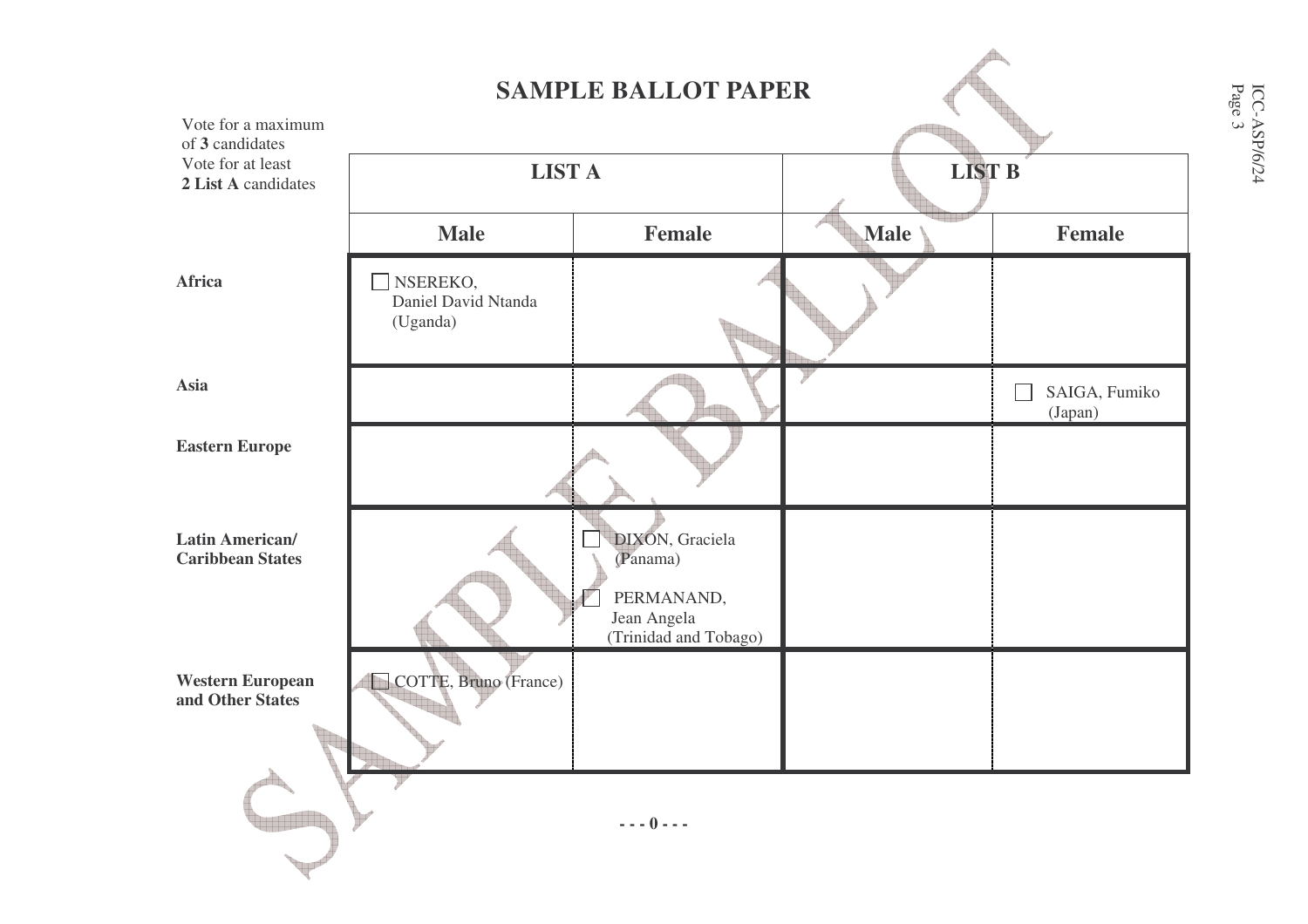# SAMPLE BALLOT PAPER

Vote for a maximum of **3** candidates
Vote for at least **2 List A** candidates

| | LIST A | | LIST B | |
|---|---|---|---|---|
| | **Male** | **Female** | **Male** | **Female** |
| **Africa** | ☐ NSEREKO, Daniel David Ntanda (Uganda) | | | |
| **Asia** | | | | ☐ SAIGA, Fumiko (Japan) |
| **Eastern Europe** | | | | |
| **Latin American/ Caribbean States** | | ☐ DIXON, Graciela (Panama)<br><br>☐ PERMANAND, Jean Angela (Trinidad and Tobago) | | |
| **Western European and Other States** | ☐ COTTE, Bruno (France) | | | |

SAMPLE BALLOT

- - - 0 - - -